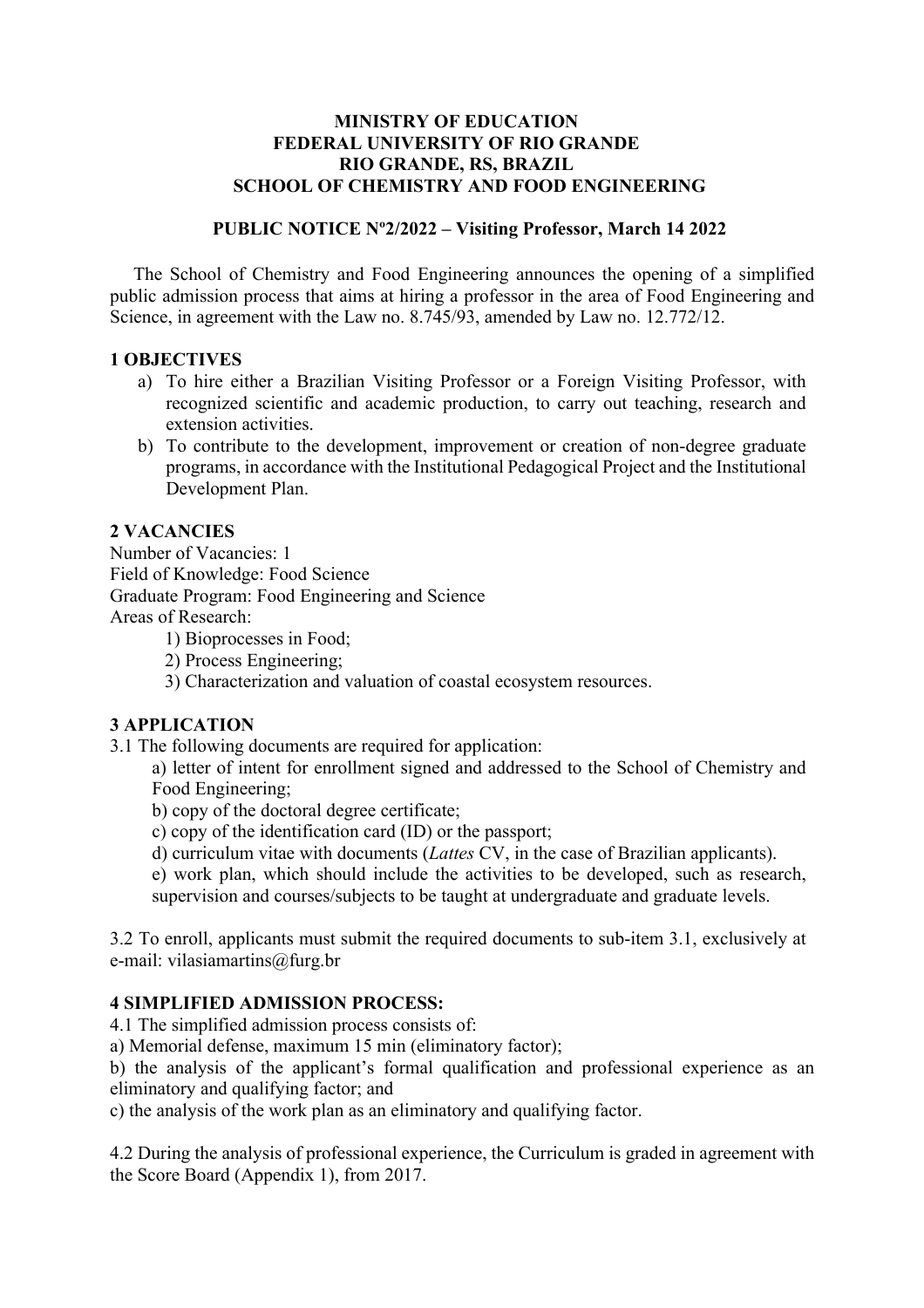**MINISTRY OF EDUCATION**
**FEDERAL UNIVERSITY OF RIO GRANDE**
**RIO GRANDE, RS, BRAZIL**
**SCHOOL OF CHEMISTRY AND FOOD ENGINEERING**

**PUBLIC NOTICE Nº2/2022 – Visiting Professor, March 14 2022**

The School of Chemistry and Food Engineering announces the opening of a simplified public admission process that aims at hiring a professor in the area of Food Engineering and Science, in agreement with the Law no. 8.745/93, amended by Law no. 12.772/12.

## 1 OBJECTIVES

a) To hire either a Brazilian Visiting Professor or a Foreign Visiting Professor, with recognized scientific and academic production, to carry out teaching, research and extension activities.
b) To contribute to the development, improvement or creation of non-degree graduate programs, in accordance with the Institutional Pedagogical Project and the Institutional Development Plan.

## 2 VACANCIES

Number of Vacancies: 1
Field of Knowledge: Food Science
Graduate Program: Food Engineering and Science
Areas of Research:

1) Bioprocesses in Food;
2) Process Engineering;
3) Characterization and valuation of coastal ecosystem resources.

## 3 APPLICATION

3.1 The following documents are required for application:

a) letter of intent for enrollment signed and addressed to the School of Chemistry and Food Engineering;
b) copy of the doctoral degree certificate;
c) copy of the identification card (ID) or the passport;
d) curriculum vitae with documents (*Lattes* CV, in the case of Brazilian applicants).
e) work plan, which should include the activities to be developed, such as research, supervision and courses/subjects to be taught at undergraduate and graduate levels.

3.2 To enroll, applicants must submit the required documents to sub-item 3.1, exclusively at e-mail: vilasiamartins@furg.br

## 4 SIMPLIFIED ADMISSION PROCESS:

4.1 The simplified admission process consists of:
a) Memorial defense, maximum 15 min (eliminatory factor);
b) the analysis of the applicant's formal qualification and professional experience as an eliminatory and qualifying factor; and
c) the analysis of the work plan as an eliminatory and qualifying factor.

4.2 During the analysis of professional experience, the Curriculum is graded in agreement with the Score Board (Appendix 1), from 2017.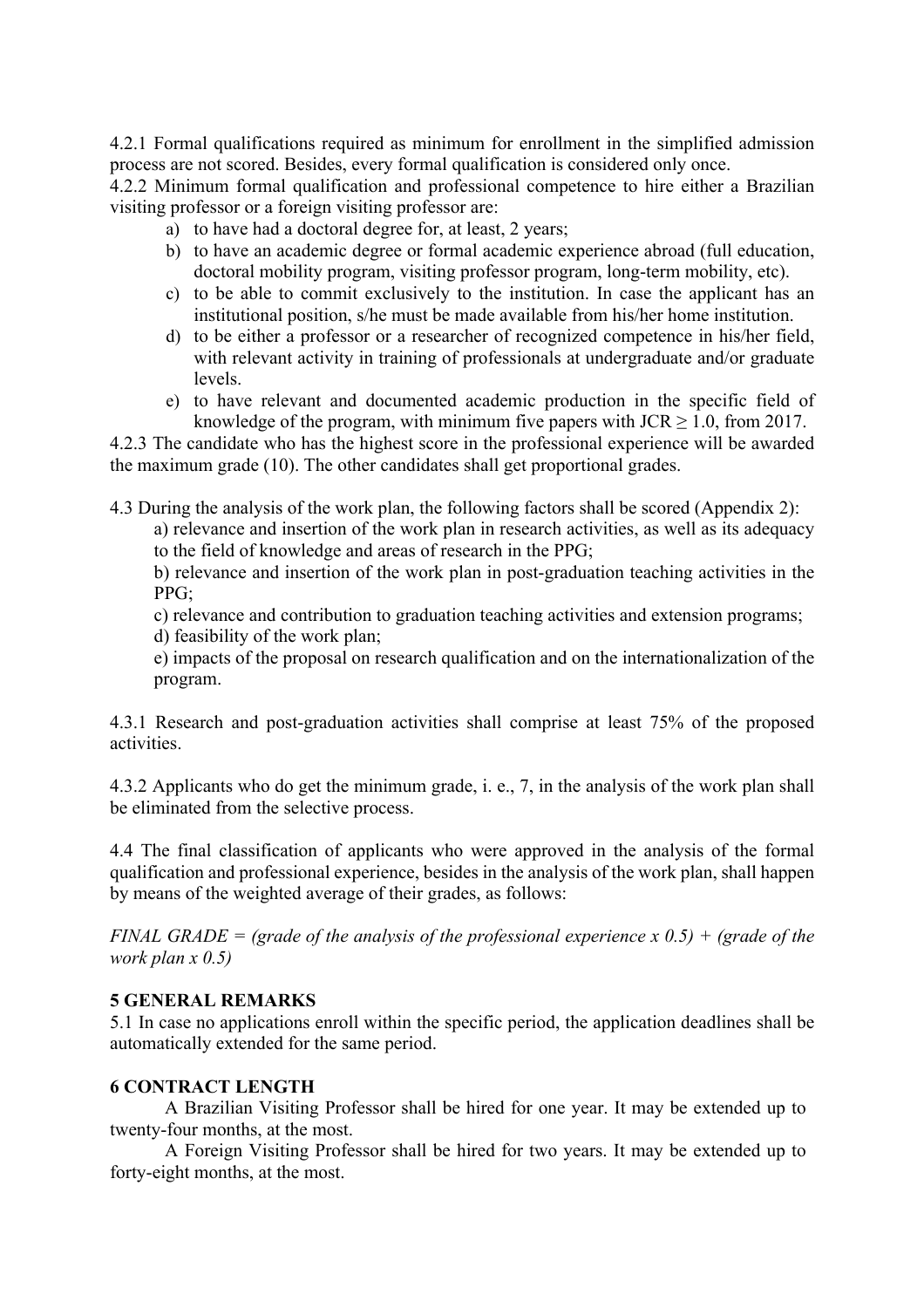4.2.1 Formal qualifications required as minimum for enrollment in the simplified admission process are not scored. Besides, every formal qualification is considered only once.

4.2.2 Minimum formal qualification and professional competence to hire either a Brazilian visiting professor or a foreign visiting professor are:

a) to have had a doctoral degree for, at least, 2 years;
b) to have an academic degree or formal academic experience abroad (full education, doctoral mobility program, visiting professor program, long-term mobility, etc).
c) to be able to commit exclusively to the institution. In case the applicant has an institutional position, s/he must be made available from his/her home institution.
d) to be either a professor or a researcher of recognized competence in his/her field, with relevant activity in training of professionals at undergraduate and/or graduate levels.
e) to have relevant and documented academic production in the specific field of knowledge of the program, with minimum five papers with JCR $\geq 1.0$, from 2017.

4.2.3 The candidate who has the highest score in the professional experience will be awarded the maximum grade (10). The other candidates shall get proportional grades.

4.3 During the analysis of the work plan, the following factors shall be scored (Appendix 2):

a) relevance and insertion of the work plan in research activities, as well as its adequacy to the field of knowledge and areas of research in the PPG;
b) relevance and insertion of the work plan in post-graduation teaching activities in the PPG;
c) relevance and contribution to graduation teaching activities and extension programs;
d) feasibility of the work plan;
e) impacts of the proposal on research qualification and on the internationalization of the program.

4.3.1 Research and post-graduation activities shall comprise at least 75% of the proposed activities.

4.3.2 Applicants who do get the minimum grade, i. e., 7, in the analysis of the work plan shall be eliminated from the selective process.

4.4 The final classification of applicants who were approved in the analysis of the formal qualification and professional experience, besides in the analysis of the work plan, shall happen by means of the weighted average of their grades, as follows:

*FINAL GRADE = (grade of the analysis of the professional experience x 0.5) + (grade of the work plan x 0.5)*

## 5 GENERAL REMARKS

5.1 In case no applications enroll within the specific period, the application deadlines shall be automatically extended for the same period.

## 6 CONTRACT LENGTH

A Brazilian Visiting Professor shall be hired for one year. It may be extended up to twenty-four months, at the most.

A Foreign Visiting Professor shall be hired for two years. It may be extended up to forty-eight months, at the most.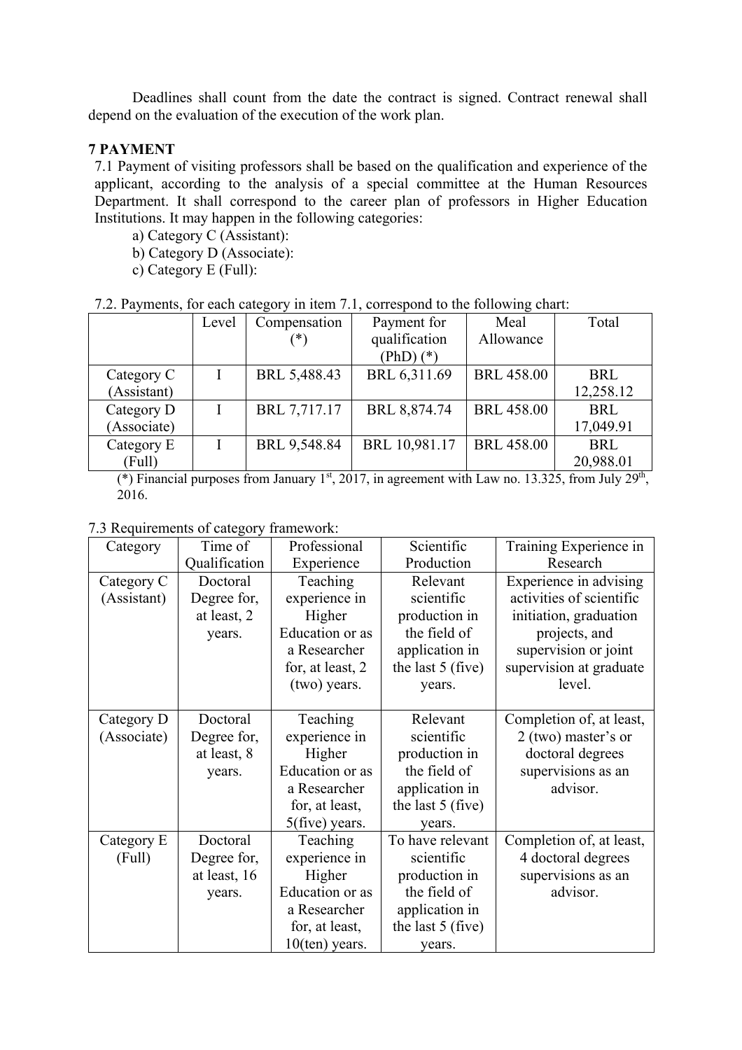Deadlines shall count from the date the contract is signed. Contract renewal shall depend on the evaluation of the execution of the work plan.

## 7 PAYMENT

7.1 Payment of visiting professors shall be based on the qualification and experience of the applicant, according to the analysis of a special committee at the Human Resources Department. It shall correspond to the career plan of professors in Higher Education Institutions. It may happen in the following categories:

a) Category C (Assistant):
b) Category D (Associate):
c) Category E (Full):

7.2. Payments, for each category in item 7.1, correspond to the following chart:

| | Level | Compensation (*) | Payment for qualification (PhD) (*) | Meal Allowance | Total |
|---|---|---|---|---|---|
| Category C (Assistant) | I | BRL 5,488.43 | BRL 6,311.69 | BRL 458.00 | BRL 12,258.12 |
| Category D (Associate) | I | BRL 7,717.17 | BRL 8,874.74 | BRL 458.00 | BRL 17,049.91 |
| Category E (Full) | I | BRL 9,548.84 | BRL 10,981.17 | BRL 458.00 | BRL 20,988.01 |

(*) Financial purposes from January 1st, 2017, in agreement with Law no. 13.325, from July 29th, 2016.

7.3 Requirements of category framework:

| Category | Time of Qualification | Professional Experience | Scientific Production | Training Experience in Research |
|---|---|---|---|---|
| Category C (Assistant) | Doctoral Degree for, at least, 2 years. | Teaching experience in Higher Education or as a Researcher for, at least, 2 (two) years. | Relevant scientific production in the field of application in the last 5 (five) years. | Experience in advising activities of scientific initiation, graduation projects, and supervision or joint supervision at graduate level. |
| Category D (Associate) | Doctoral Degree for, at least, 8 years. | Teaching experience in Higher Education or as a Researcher for, at least, 5(five) years. | Relevant scientific production in the field of application in the last 5 (five) years. | Completion of, at least, 2 (two) master's or doctoral degrees supervisions as an advisor. |
| Category E (Full) | Doctoral Degree for, at least, 16 years. | Teaching experience in Higher Education or as a Researcher for, at least, 10(ten) years. | To have relevant scientific production in the field of application in the last 5 (five) years. | Completion of, at least, 4 doctoral degrees supervisions as an advisor. |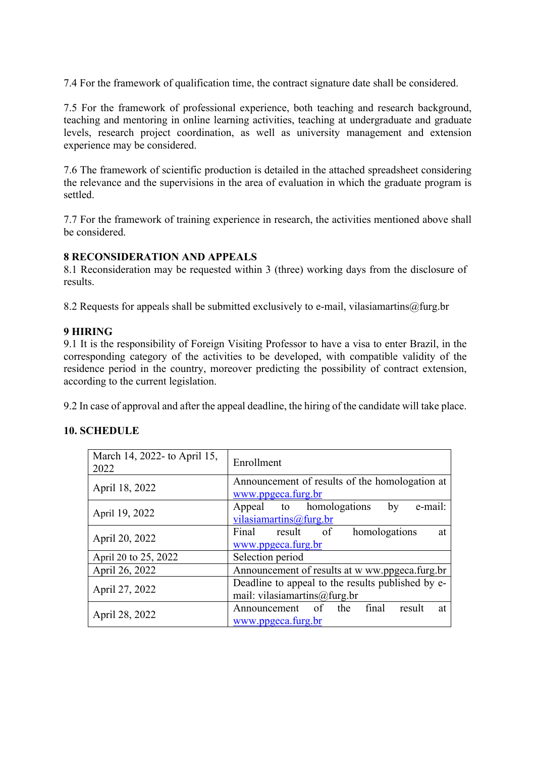7.4 For the framework of qualification time, the contract signature date shall be considered.

7.5 For the framework of professional experience, both teaching and research background, teaching and mentoring in online learning activities, teaching at undergraduate and graduate levels, research project coordination, as well as university management and extension experience may be considered.

7.6 The framework of scientific production is detailed in the attached spreadsheet considering the relevance and the supervisions in the area of evaluation in which the graduate program is settled.

7.7 For the framework of training experience in research, the activities mentioned above shall be considered.

**8 RECONSIDERATION AND APPEALS**

8.1 Reconsideration may be requested within 3 (three) working days from the disclosure of results.

8.2 Requests for appeals shall be submitted exclusively to e-mail, vilasiamartins@furg.br

**9 HIRING**

9.1 It is the responsibility of Foreign Visiting Professor to have a visa to enter Brazil, in the corresponding category of the activities to be developed, with compatible validity of the residence period in the country, moreover predicting the possibility of contract extension, according to the current legislation.

9.2 In case of approval and after the appeal deadline, the hiring of the candidate will take place.

**10. SCHEDULE**

| | |
|---|---|
| March 14, 2022- to April 15, 2022 | Enrollment |
| April 18, 2022 | Announcement of results of the homologation at www.ppgeca.furg.br |
| April 19, 2022 | Appeal to homologations by e-mail: vilasiamartins@furg.br |
| April 20, 2022 | Final result of homologations at www.ppgeca.furg.br |
| April 20 to 25, 2022 | Selection period |
| April 26, 2022 | Announcement of results at w ww.ppgeca.furg.br |
| April 27, 2022 | Deadline to appeal to the results published by e-mail: vilasiamartins@furg.br |
| April 28, 2022 | Announcement of the final result at www.ppgeca.furg.br |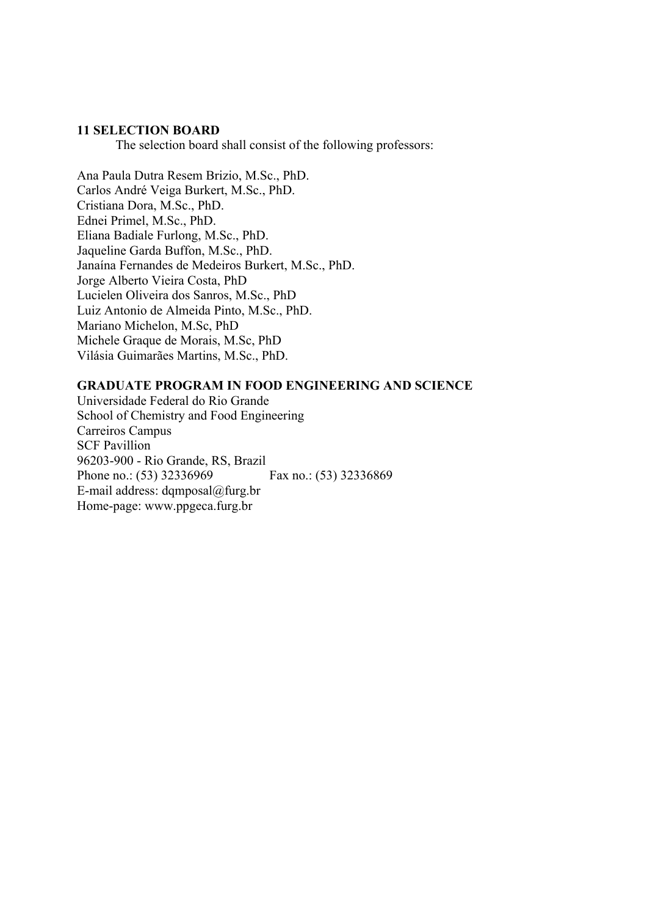## 11 SELECTION BOARD

The selection board shall consist of the following professors:

Ana Paula Dutra Resem Brizio, M.Sc., PhD.
Carlos André Veiga Burkert, M.Sc., PhD.
Cristiana Dora, M.Sc., PhD.
Ednei Primel, M.Sc., PhD.
Eliana Badiale Furlong, M.Sc., PhD.
Jaqueline Garda Buffon, M.Sc., PhD.
Janaína Fernandes de Medeiros Burkert, M.Sc., PhD.
Jorge Alberto Vieira Costa, PhD
Lucielen Oliveira dos Sanros, M.Sc., PhD
Luiz Antonio de Almeida Pinto, M.Sc., PhD.
Mariano Michelon, M.Sc, PhD
Michele Graque de Morais, M.Sc, PhD
Vilásia Guimarães Martins, M.Sc., PhD.

**GRADUATE PROGRAM IN FOOD ENGINEERING AND SCIENCE**
Universidade Federal do Rio Grande
School of Chemistry and Food Engineering
Carreiros Campus
SCF Pavillion
96203-900 - Rio Grande, RS, Brazil
Phone no.: (53) 32336969 Fax no.: (53) 32336869
E-mail address: dqmposal@furg.br
Home-page: www.ppgeca.furg.br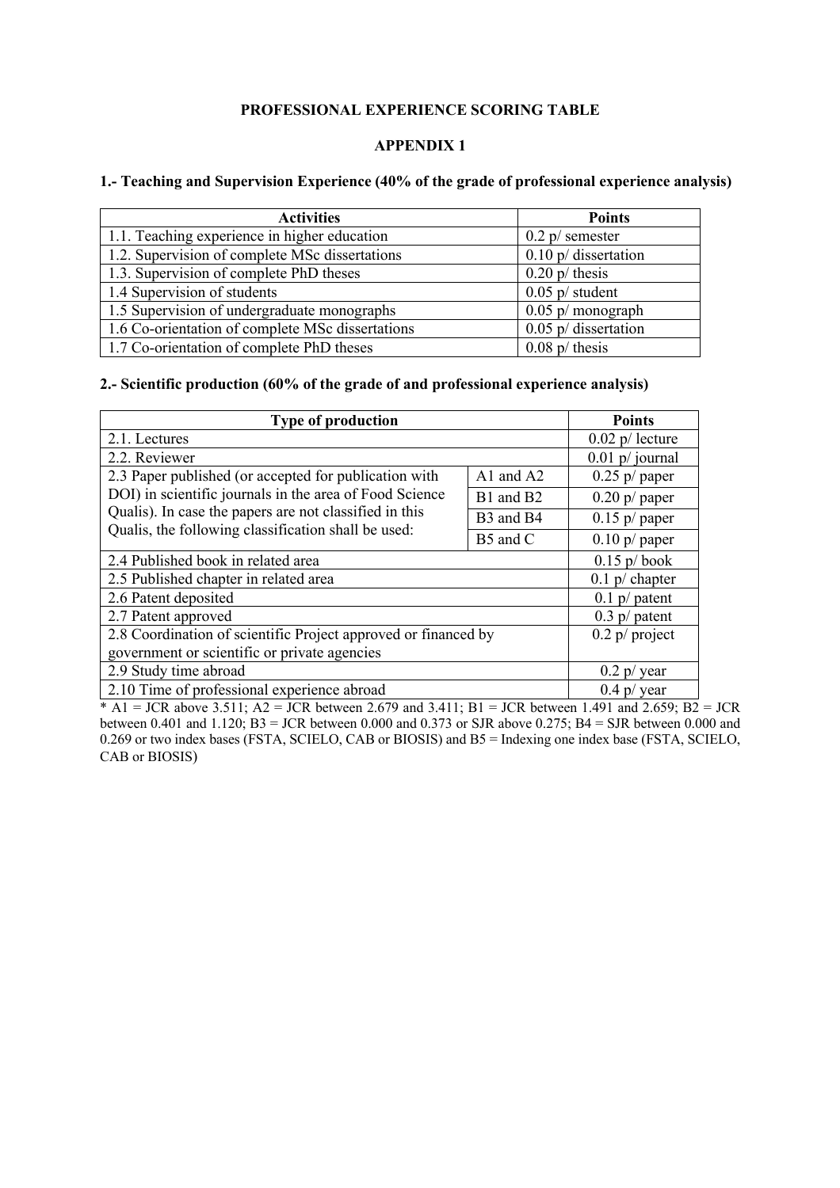**PROFESSIONAL EXPERIENCE SCORING TABLE**

**APPENDIX 1**

**1.- Teaching and Supervision Experience (40% of the grade of professional experience analysis)**

| Activities | Points |
|---|---|
| 1.1. Teaching experience in higher education | 0.2 p/ semester |
| 1.2. Supervision of complete MSc dissertations | 0.10 p/ dissertation |
| 1.3. Supervision of complete PhD theses | 0.20 p/ thesis |
| 1.4 Supervision of students | 0.05 p/ student |
| 1.5 Supervision of undergraduate monographs | 0.05 p/ monograph |
| 1.6 Co-orientation of complete MSc dissertations | 0.05 p/ dissertation |
| 1.7 Co-orientation of complete PhD theses | 0.08 p/ thesis |

**2.- Scientific production (60% of the grade of and professional experience analysis)**

| Type of production | | Points |
|---|---|---|
| 2.1. Lectures | | 0.02 p/ lecture |
| 2.2. Reviewer | | 0.01 p/ journal |
| 2.3 Paper published (or accepted for publication with DOI) in scientific journals in the area of Food Science Qualis). In case the papers are not classified in this Qualis, the following classification shall be used: | A1 and A2 | 0.25 p/ paper |
| | B1 and B2 | 0.20 p/ paper |
| | B3 and B4 | 0.15 p/ paper |
| | B5 and C | 0.10 p/ paper |
| 2.4 Published book in related area | | 0.15 p/ book |
| 2.5 Published chapter in related area | | 0.1 p/ chapter |
| 2.6 Patent deposited | | 0.1 p/ patent |
| 2.7 Patent approved | | 0.3 p/ patent |
| 2.8 Coordination of scientific Project approved or financed by government or scientific or private agencies | | 0.2 p/ project |
| 2.9 Study time abroad | | 0.2 p/ year |
| 2.10 Time of professional experience abroad | | 0.4 p/ year |

* A1 = JCR above 3.511; A2 = JCR between 2.679 and 3.411; B1 = JCR between 1.491 and 2.659; B2 = JCR between 0.401 and 1.120; B3 = JCR between 0.000 and 0.373 or SJR above 0.275; B4 = SJR between 0.000 and 0.269 or two index bases (FSTA, SCIELO, CAB or BIOSIS) and B5 = Indexing one index base (FSTA, SCIELO, CAB or BIOSIS)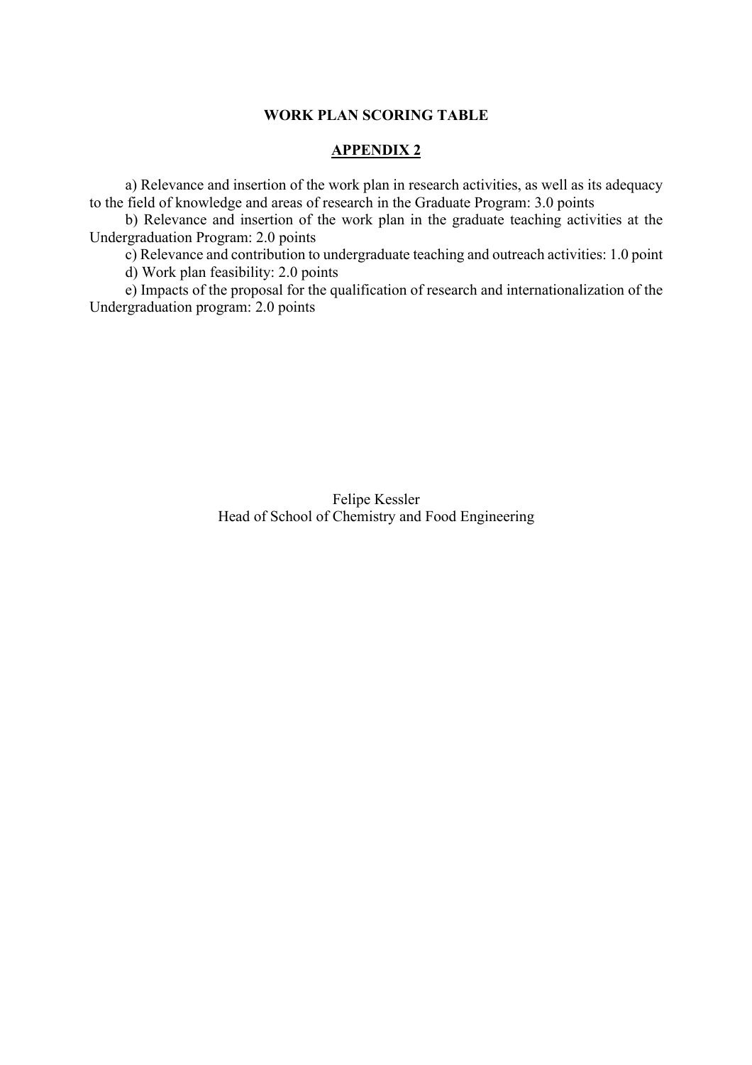**WORK PLAN SCORING TABLE**

**APPENDIX 2**

a) Relevance and insertion of the work plan in research activities, as well as its adequacy to the field of knowledge and areas of research in the Graduate Program: 3.0 points

b) Relevance and insertion of the work plan in the graduate teaching activities at the Undergraduation Program: 2.0 points

c) Relevance and contribution to undergraduate teaching and outreach activities: 1.0 point

d) Work plan feasibility: 2.0 points

e) Impacts of the proposal for the qualification of research and internationalization of the Undergraduation program: 2.0 points

Felipe Kessler
Head of School of Chemistry and Food Engineering